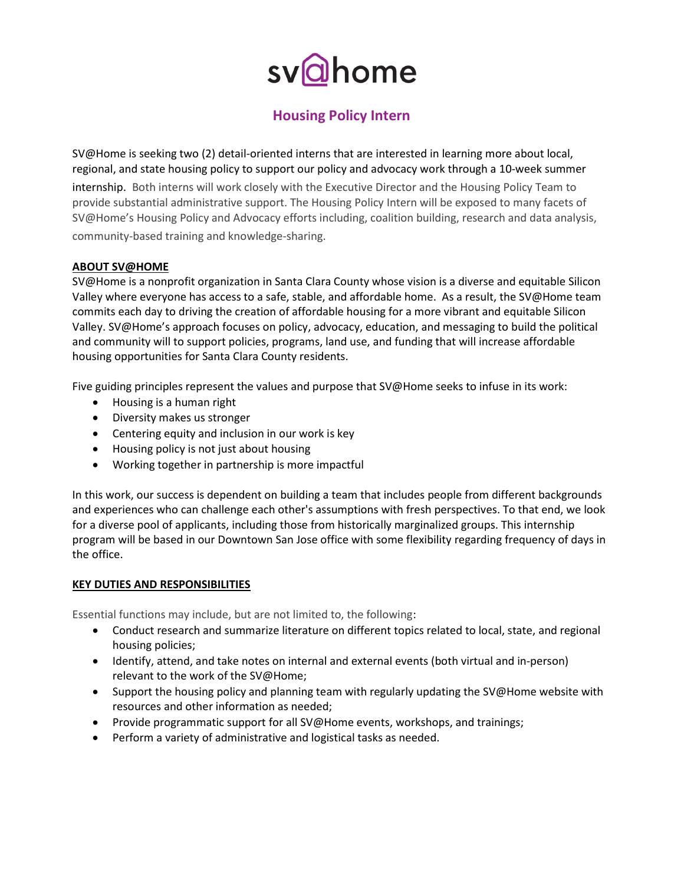# sv@home

## Housing Policy Intern

SV@Home is seeking two (2) detail-oriented interns that are interested in learning more about local, regional, and state housing policy to support our policy and advocacy work through a 10-week summer internship. Both interns will work closely with the Executive Director and the Housing Policy Team to provide substantial administrative support. The Housing Policy Intern will be exposed to many facets of SV@Home's Housing Policy and Advocacy efforts including, coalition building, research and data analysis, community-based training and knowledge-sharing.

### ABOUT SV@HOME

SV@Home is a nonprofit organization in Santa Clara County whose vision is a diverse and equitable Silicon Valley where everyone has access to a safe, stable, and affordable home. As a result, the SV@Home team commits each day to driving the creation of affordable housing for a more vibrant and equitable Silicon Valley. SV@Home's approach focuses on policy, advocacy, education, and messaging to build the political and community will to support policies, programs, land use, and funding that will increase affordable housing opportunities for Santa Clara County residents.

Five guiding principles represent the values and purpose that SV@Home seeks to infuse in its work:

- Housing is a human right
- Diversity makes us stronger
- Centering equity and inclusion in our work is key
- Housing policy is not just about housing
- Working together in partnership is more impactful

In this work, our success is dependent on building a team that includes people from different backgrounds and experiences who can challenge each other's assumptions with fresh perspectives. To that end, we look for a diverse pool of applicants, including those from historically marginalized groups. This internship program will be based in our Downtown San Jose office with some flexibility regarding frequency of days in the office.

### KEY DUTIES AND RESPONSIBILITIES

Essential functions may include, but are not limited to, the following:

- Conduct research and summarize literature on different topics related to local, state, and regional housing policies;
- Identify, attend, and take notes on internal and external events (both virtual and in-person) relevant to the work of the SV@Home;
- Support the housing policy and planning team with regularly updating the SV@Home website with resources and other information as needed;
- Provide programmatic support for all SV@Home events, workshops, and trainings;
- Perform a variety of administrative and logistical tasks as needed.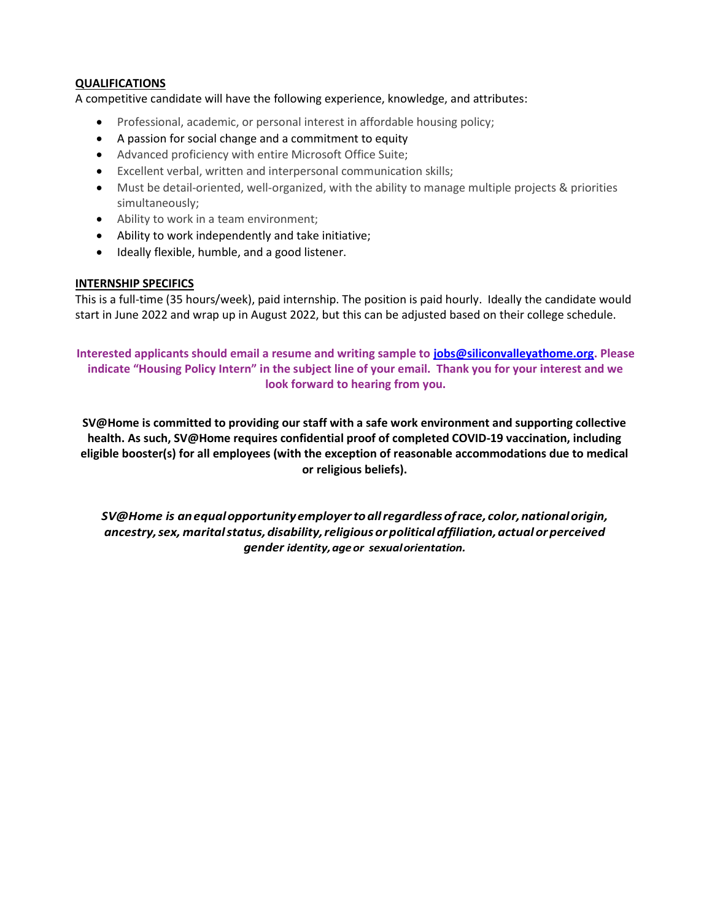**QUALIFICATIONS**

A competitive candidate will have the following experience, knowledge, and attributes:

- Professional, academic, or personal interest in affordable housing policy;
- A passion for social change and a commitment to equity
- Advanced proficiency with entire Microsoft Office Suite;
- Excellent verbal, written and interpersonal communication skills;
- Must be detail-oriented, well-organized, with the ability to manage multiple projects & priorities simultaneously;
- Ability to work in a team environment;
- Ability to work independently and take initiative;
- Ideally flexible, humble, and a good listener.

**INTERNSHIP SPECIFICS**

This is a full-time (35 hours/week), paid internship. The position is paid hourly. Ideally the candidate would start in June 2022 and wrap up in August 2022, but this can be adjusted based on their college schedule.

**Interested applicants should email a resume and writing sample to jobs@siliconvalleyathome.org. Please indicate "Housing Policy Intern" in the subject line of your email. Thank you for your interest and we look forward to hearing from you.**

**SV@Home is committed to providing our staff with a safe work environment and supporting collective health. As such, SV@Home requires confidential proof of completed COVID-19 vaccination, including eligible booster(s) for all employees (with the exception of reasonable accommodations due to medical or religious beliefs).**

***SV@Home is an equal opportunity employer to all regardless of race, color, national origin, ancestry, sex, marital status, disability, religious or political affiliation, actual or perceived gender identity, age or sexual orientation.***